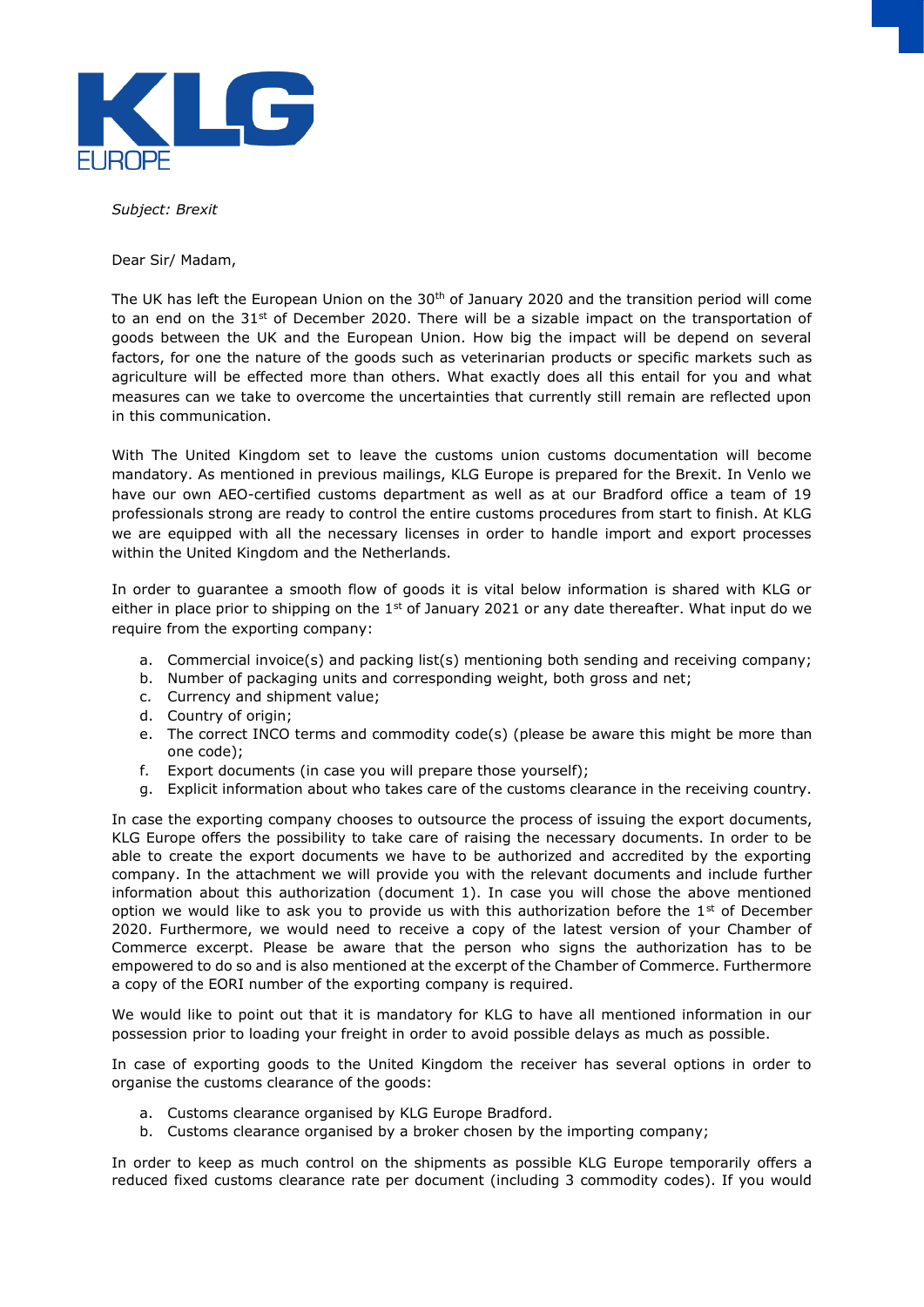KLG EUROPE

*Subject: Brexit*

Dear Sir/ Madam,

The UK has left the European Union on the 30th of January 2020 and the transition period will come to an end on the 31st of December 2020. There will be a sizable impact on the transportation of goods between the UK and the European Union. How big the impact will be depend on several factors, for one the nature of the goods such as veterinarian products or specific markets such as agriculture will be effected more than others. What exactly does all this entail for you and what measures can we take to overcome the uncertainties that currently still remain are reflected upon in this communication.

With The United Kingdom set to leave the customs union customs documentation will become mandatory. As mentioned in previous mailings, KLG Europe is prepared for the Brexit. In Venlo we have our own AEO-certified customs department as well as at our Bradford office a team of 19 professionals strong are ready to control the entire customs procedures from start to finish. At KLG we are equipped with all the necessary licenses in order to handle import and export processes within the United Kingdom and the Netherlands.

In order to guarantee a smooth flow of goods it is vital below information is shared with KLG or either in place prior to shipping on the 1st of January 2021 or any date thereafter. What input do we require from the exporting company:

a. Commercial invoice(s) and packing list(s) mentioning both sending and receiving company;
b. Number of packaging units and corresponding weight, both gross and net;
c. Currency and shipment value;
d. Country of origin;
e. The correct INCO terms and commodity code(s) (please be aware this might be more than one code);
f. Export documents (in case you will prepare those yourself);
g. Explicit information about who takes care of the customs clearance in the receiving country.

In case the exporting company chooses to outsource the process of issuing the export documents, KLG Europe offers the possibility to take care of raising the necessary documents. In order to be able to create the export documents we have to be authorized and accredited by the exporting company. In the attachment we will provide you with the relevant documents and include further information about this authorization (document 1). In case you will chose the above mentioned option we would like to ask you to provide us with this authorization before the 1st of December 2020. Furthermore, we would need to receive a copy of the latest version of your Chamber of Commerce excerpt. Please be aware that the person who signs the authorization has to be empowered to do so and is also mentioned at the excerpt of the Chamber of Commerce. Furthermore a copy of the EORI number of the exporting company is required.

We would like to point out that it is mandatory for KLG to have all mentioned information in our possession prior to loading your freight in order to avoid possible delays as much as possible.

In case of exporting goods to the United Kingdom the receiver has several options in order to organise the customs clearance of the goods:

a. Customs clearance organised by KLG Europe Bradford.
b. Customs clearance organised by a broker chosen by the importing company;

In order to keep as much control on the shipments as possible KLG Europe temporarily offers a reduced fixed customs clearance rate per document (including 3 commodity codes). If you would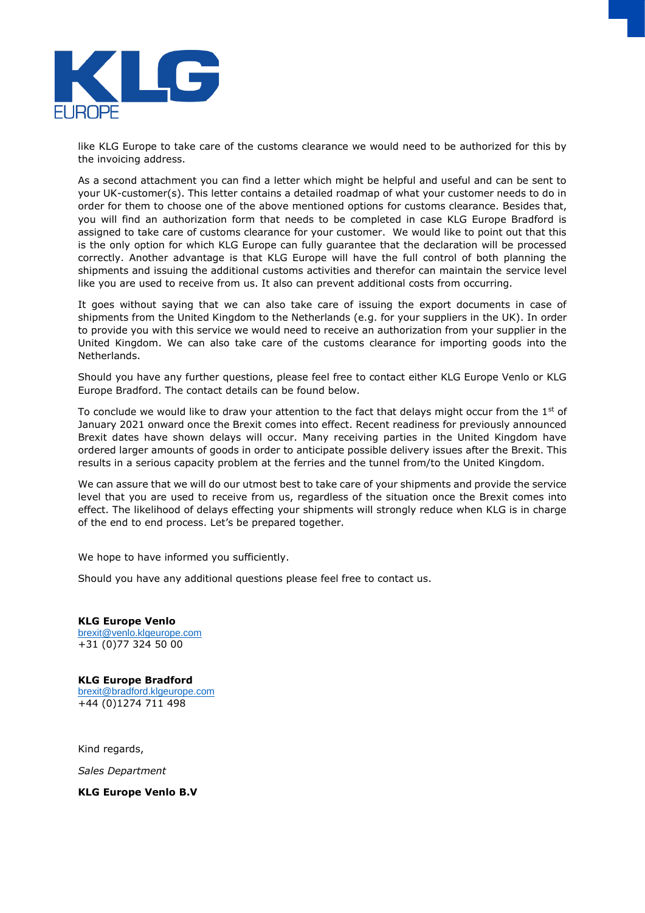like KLG Europe to take care of the customs clearance we would need to be authorized for this by the invoicing address.

As a second attachment you can find a letter which might be helpful and useful and can be sent to your UK-customer(s). This letter contains a detailed roadmap of what your customer needs to do in order for them to choose one of the above mentioned options for customs clearance. Besides that, you will find an authorization form that needs to be completed in case KLG Europe Bradford is assigned to take care of customs clearance for your customer. We would like to point out that this is the only option for which KLG Europe can fully guarantee that the declaration will be processed correctly. Another advantage is that KLG Europe will have the full control of both planning the shipments and issuing the additional customs activities and therefor can maintain the service level like you are used to receive from us. It also can prevent additional costs from occurring.

It goes without saying that we can also take care of issuing the export documents in case of shipments from the United Kingdom to the Netherlands (e.g. for your suppliers in the UK). In order to provide you with this service we would need to receive an authorization from your supplier in the United Kingdom. We can also take care of the customs clearance for importing goods into the Netherlands.

Should you have any further questions, please feel free to contact either KLG Europe Venlo or KLG Europe Bradford. The contact details can be found below.

To conclude we would like to draw your attention to the fact that delays might occur from the 1st of January 2021 onward once the Brexit comes into effect. Recent readiness for previously announced Brexit dates have shown delays will occur. Many receiving parties in the United Kingdom have ordered larger amounts of goods in order to anticipate possible delivery issues after the Brexit. This results in a serious capacity problem at the ferries and the tunnel from/to the United Kingdom.

We can assure that we will do our utmost best to take care of your shipments and provide the service level that you are used to receive from us, regardless of the situation once the Brexit comes into effect. The likelihood of delays effecting your shipments will strongly reduce when KLG is in charge of the end to end process. Let's be prepared together.

We hope to have informed you sufficiently.

Should you have any additional questions please feel free to contact us.

**KLG Europe Venlo**
brexit@venlo.klgeurope.com
+31 (0)77 324 50 00

**KLG Europe Bradford**
brexit@bradford.klgeurope.com
+44 (0)1274 711 498

Kind regards,

*Sales Department*

**KLG Europe Venlo B.V**